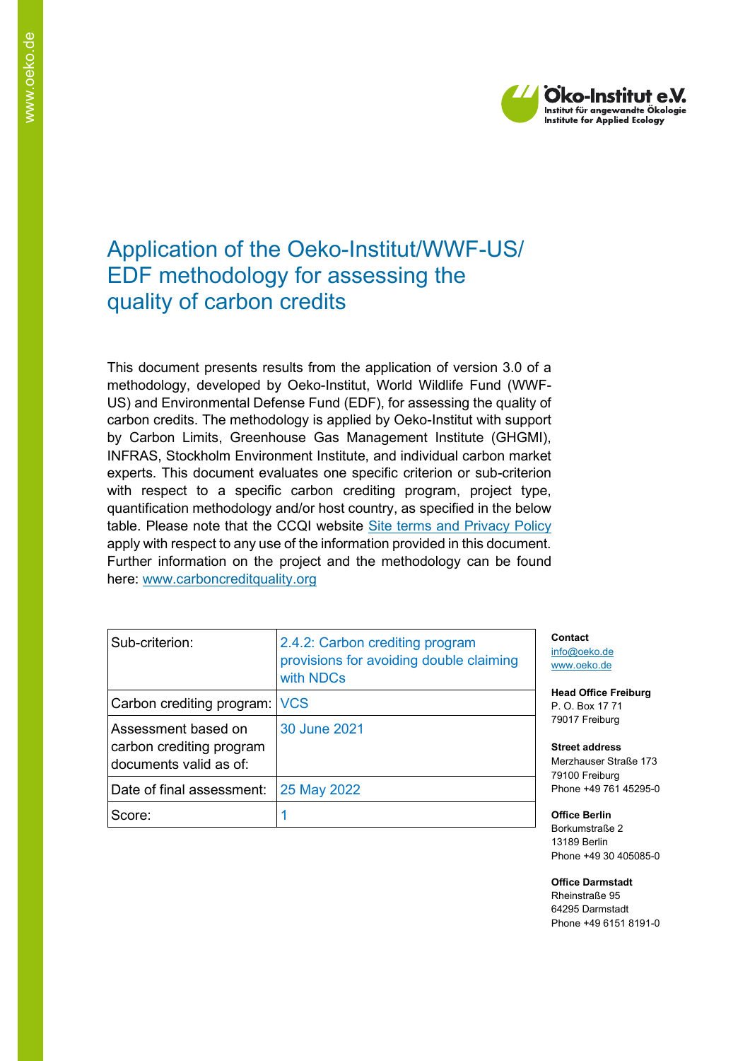# Application of the Oeko-Institut/WWF-US/ EDF methodology for assessing the quality of carbon credits

This document presents results from the application of version 3.0 of a methodology, developed by Oeko-Institut, World Wildlife Fund (WWF-US) and Environmental Defense Fund (EDF), for assessing the quality of carbon credits. The methodology is applied by Oeko-Institut with support by Carbon Limits, Greenhouse Gas Management Institute (GHGMI), INFRAS, Stockholm Environment Institute, and individual carbon market experts. This document evaluates one specific criterion or sub-criterion with respect to a specific carbon crediting program, project type, quantification methodology and/or host country, as specified in the below table. Please note that the CCQI website Site terms and Privacy Policy apply with respect to any use of the information provided in this document. Further information on the project and the methodology can be found here: www.carboncreditquality.org

| | |
|---|---|
| Sub-criterion: | 2.4.2: Carbon crediting program provisions for avoiding double claiming with NDCs |
| Carbon crediting program: | VCS |
| Assessment based on carbon crediting program documents valid as of: | 30 June 2021 |
| Date of final assessment: | 25 May 2022 |
| Score: | 1 |

**Contact**
info@oeko.de
www.oeko.de

**Head Office Freiburg**
P. O. Box 17 71
79017 Freiburg

**Street address**
Merzhauser Straße 173
79100 Freiburg
Phone +49 761 45295-0

**Office Berlin**
Borkumstraße 2
13189 Berlin
Phone +49 30 405085-0

**Office Darmstadt**
Rheinstraße 95
64295 Darmstadt
Phone +49 6151 8191-0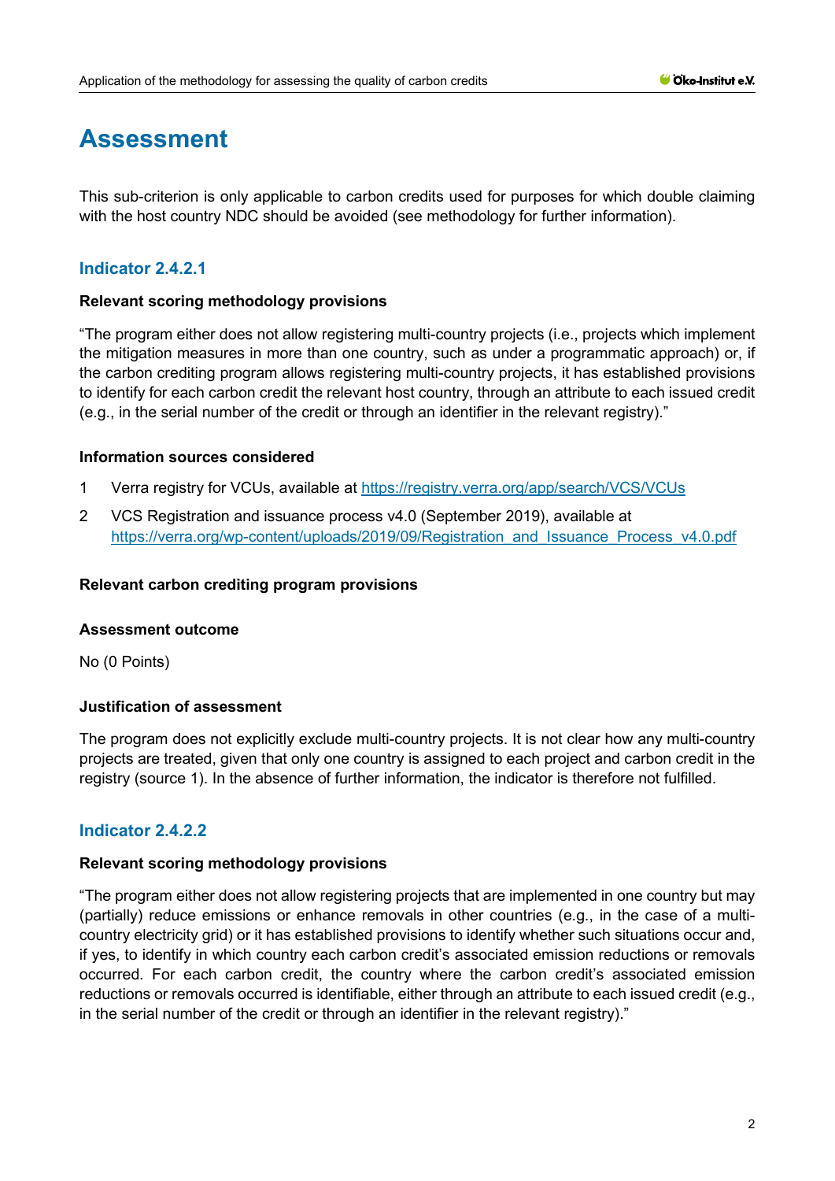# Assessment

This sub-criterion is only applicable to carbon credits used for purposes for which double claiming with the host country NDC should be avoided (see methodology for further information).

## Indicator 2.4.2.1

**Relevant scoring methodology provisions**

"The program either does not allow registering multi-country projects (i.e., projects which implement the mitigation measures in more than one country, such as under a programmatic approach) or, if the carbon crediting program allows registering multi-country projects, it has established provisions to identify for each carbon credit the relevant host country, through an attribute to each issued credit (e.g., in the serial number of the credit or through an identifier in the relevant registry)."

**Information sources considered**

1 Verra registry for VCUs, available at https://registry.verra.org/app/search/VCS/VCUs

2 VCS Registration and issuance process v4.0 (September 2019), available at https://verra.org/wp-content/uploads/2019/09/Registration_and_Issuance_Process_v4.0.pdf

**Relevant carbon crediting program provisions**

**Assessment outcome**

No (0 Points)

**Justification of assessment**

The program does not explicitly exclude multi-country projects. It is not clear how any multi-country projects are treated, given that only one country is assigned to each project and carbon credit in the registry (source 1). In the absence of further information, the indicator is therefore not fulfilled.

## Indicator 2.4.2.2

**Relevant scoring methodology provisions**

"The program either does not allow registering projects that are implemented in one country but may (partially) reduce emissions or enhance removals in other countries (e.g., in the case of a multi-country electricity grid) or it has established provisions to identify whether such situations occur and, if yes, to identify in which country each carbon credit's associated emission reductions or removals occurred. For each carbon credit, the country where the carbon credit's associated emission reductions or removals occurred is identifiable, either through an attribute to each issued credit (e.g., in the serial number of the credit or through an identifier in the relevant registry)."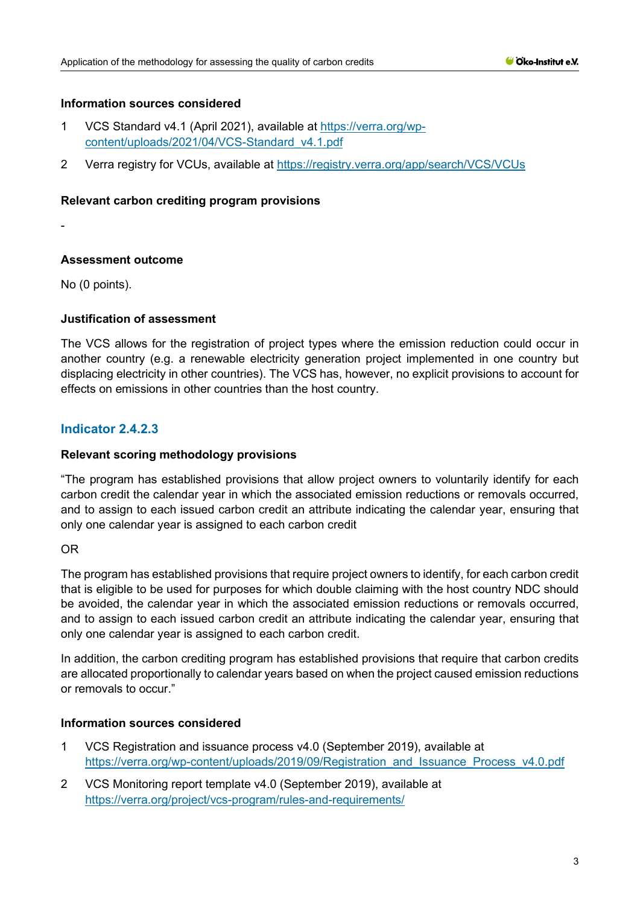**Information sources considered**

1. VCS Standard v4.1 (April 2021), available at https://verra.org/wp-content/uploads/2021/04/VCS-Standard_v4.1.pdf
2. Verra registry for VCUs, available at https://registry.verra.org/app/search/VCS/VCUs

**Relevant carbon crediting program provisions**

-

**Assessment outcome**

No (0 points).

**Justification of assessment**

The VCS allows for the registration of project types where the emission reduction could occur in another country (e.g. a renewable electricity generation project implemented in one country but displacing electricity in other countries). The VCS has, however, no explicit provisions to account for effects on emissions in other countries than the host country.

### Indicator 2.4.2.3

**Relevant scoring methodology provisions**

"The program has established provisions that allow project owners to voluntarily identify for each carbon credit the calendar year in which the associated emission reductions or removals occurred, and to assign to each issued carbon credit an attribute indicating the calendar year, ensuring that only one calendar year is assigned to each carbon credit

OR

The program has established provisions that require project owners to identify, for each carbon credit that is eligible to be used for purposes for which double claiming with the host country NDC should be avoided, the calendar year in which the associated emission reductions or removals occurred, and to assign to each issued carbon credit an attribute indicating the calendar year, ensuring that only one calendar year is assigned to each carbon credit.

In addition, the carbon crediting program has established provisions that require that carbon credits are allocated proportionally to calendar years based on when the project caused emission reductions or removals to occur."

**Information sources considered**

1. VCS Registration and issuance process v4.0 (September 2019), available at https://verra.org/wp-content/uploads/2019/09/Registration_and_Issuance_Process_v4.0.pdf
2. VCS Monitoring report template v4.0 (September 2019), available at https://verra.org/project/vcs-program/rules-and-requirements/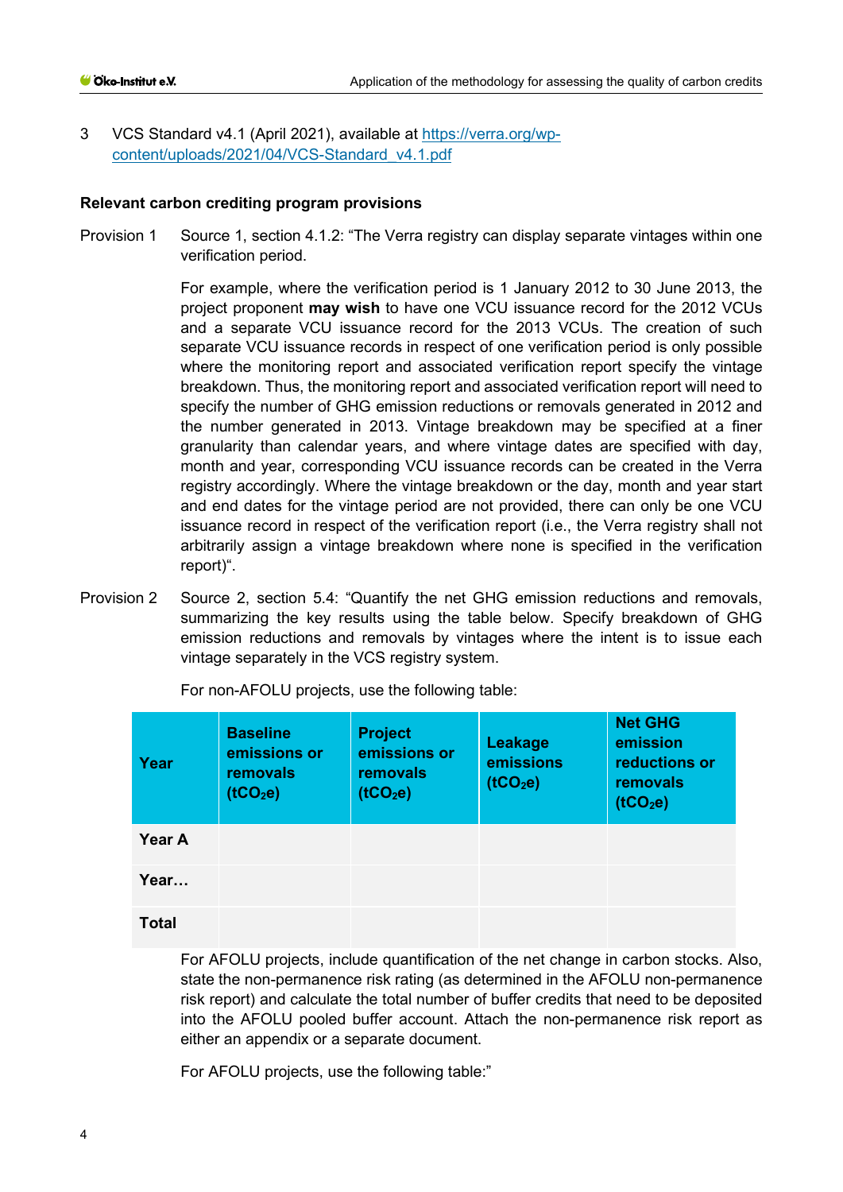3 VCS Standard v4.1 (April 2021), available at https://verra.org/wp-content/uploads/2021/04/VCS-Standard_v4.1.pdf

**Relevant carbon crediting program provisions**

Provision 1 Source 1, section 4.1.2: "The Verra registry can display separate vintages within one verification period.

For example, where the verification period is 1 January 2012 to 30 June 2013, the project proponent **may wish** to have one VCU issuance record for the 2012 VCUs and a separate VCU issuance record for the 2013 VCUs. The creation of such separate VCU issuance records in respect of one verification period is only possible where the monitoring report and associated verification report specify the vintage breakdown. Thus, the monitoring report and associated verification report will need to specify the number of GHG emission reductions or removals generated in 2012 and the number generated in 2013. Vintage breakdown may be specified at a finer granularity than calendar years, and where vintage dates are specified with day, month and year, corresponding VCU issuance records can be created in the Verra registry accordingly. Where the vintage breakdown or the day, month and year start and end dates for the vintage period are not provided, there can only be one VCU issuance record in respect of the verification report (i.e., the Verra registry shall not arbitrarily assign a vintage breakdown where none is specified in the verification report)".

Provision 2 Source 2, section 5.4: "Quantify the net GHG emission reductions and removals, summarizing the key results using the table below. Specify breakdown of GHG emission reductions and removals by vintages where the intent is to issue each vintage separately in the VCS registry system.

For non-AFOLU projects, use the following table:

| Year | Baseline emissions or removals ($tCO_2e$) | Project emissions or removals ($tCO_2e$) | Leakage emissions ($tCO_2e$) | Net GHG emission reductions or removals ($tCO_2e$) |
|---|---|---|---|---|
| Year A | | | | |
| Year… | | | | |
| Total | | | | |

For AFOLU projects, include quantification of the net change in carbon stocks. Also, state the non-permanence risk rating (as determined in the AFOLU non-permanence risk report) and calculate the total number of buffer credits that need to be deposited into the AFOLU pooled buffer account. Attach the non-permanence risk report as either an appendix or a separate document.

For AFOLU projects, use the following table:"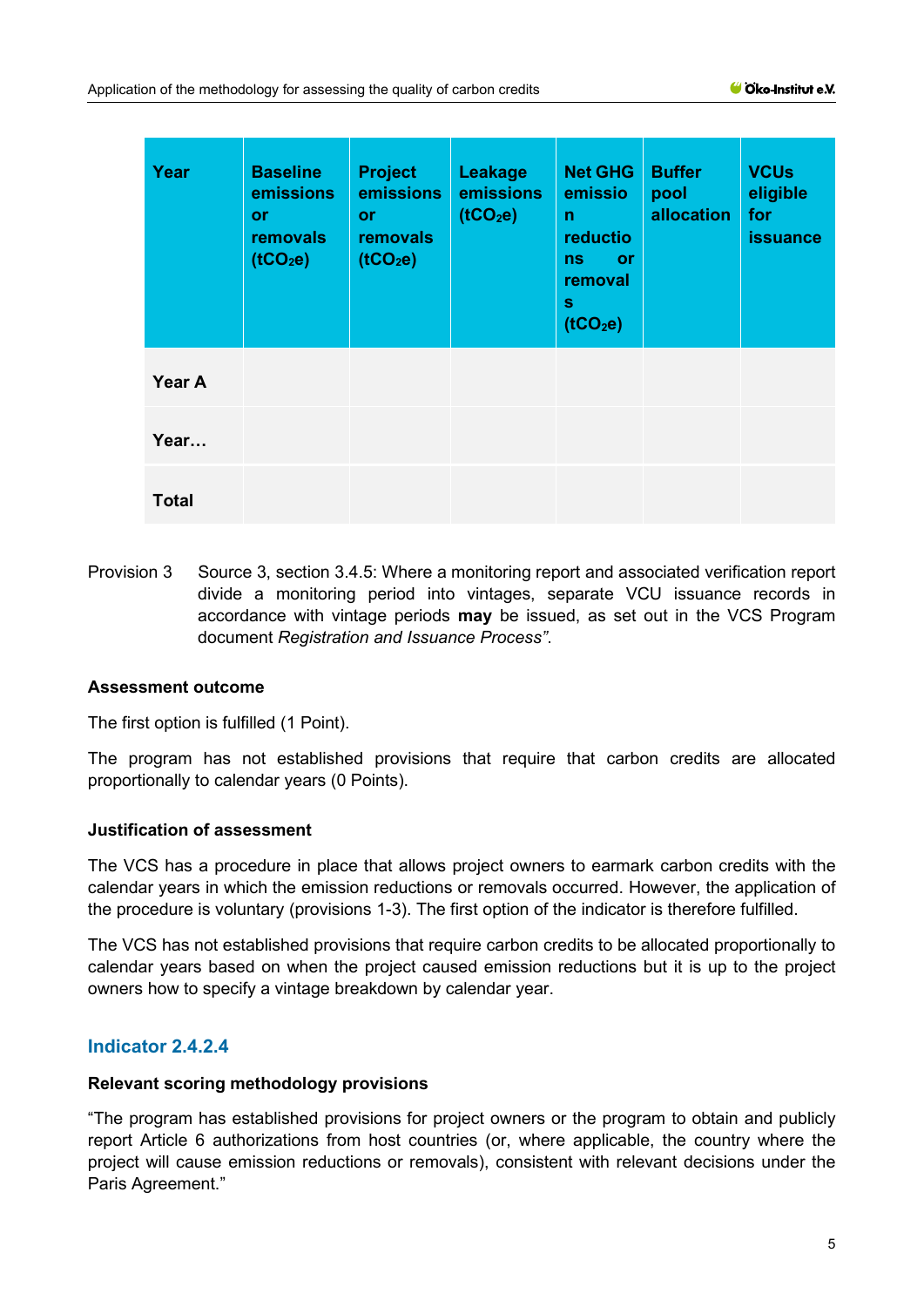| Year | Baseline emissions or removals ($tCO_2e$) | Project emissions or removals ($tCO_2e$) | Leakage emissions ($tCO_2e$) | Net GHG emission reductions or removals ($tCO_2e$) | Buffer pool allocation | VCUs eligible for issuance |
|---|---|---|---|---|---|---|
| **Year A** | | | | | | |
| **Year…** | | | | | | |
| **Total** | | | | | | |

Provision 3 Source 3, section 3.4.5: Where a monitoring report and associated verification report divide a monitoring period into vintages, separate VCU issuance records in accordance with vintage periods **may** be issued, as set out in the VCS Program document *Registration and Issuance Process"*.

**Assessment outcome**

The first option is fulfilled (1 Point).

The program has not established provisions that require that carbon credits are allocated proportionally to calendar years (0 Points).

**Justification of assessment**

The VCS has a procedure in place that allows project owners to earmark carbon credits with the calendar years in which the emission reductions or removals occurred. However, the application of the procedure is voluntary (provisions 1-3). The first option of the indicator is therefore fulfilled.

The VCS has not established provisions that require carbon credits to be allocated proportionally to calendar years based on when the project caused emission reductions but it is up to the project owners how to specify a vintage breakdown by calendar year.

## Indicator 2.4.2.4

**Relevant scoring methodology provisions**

"The program has established provisions for project owners or the program to obtain and publicly report Article 6 authorizations from host countries (or, where applicable, the country where the project will cause emission reductions or removals), consistent with relevant decisions under the Paris Agreement."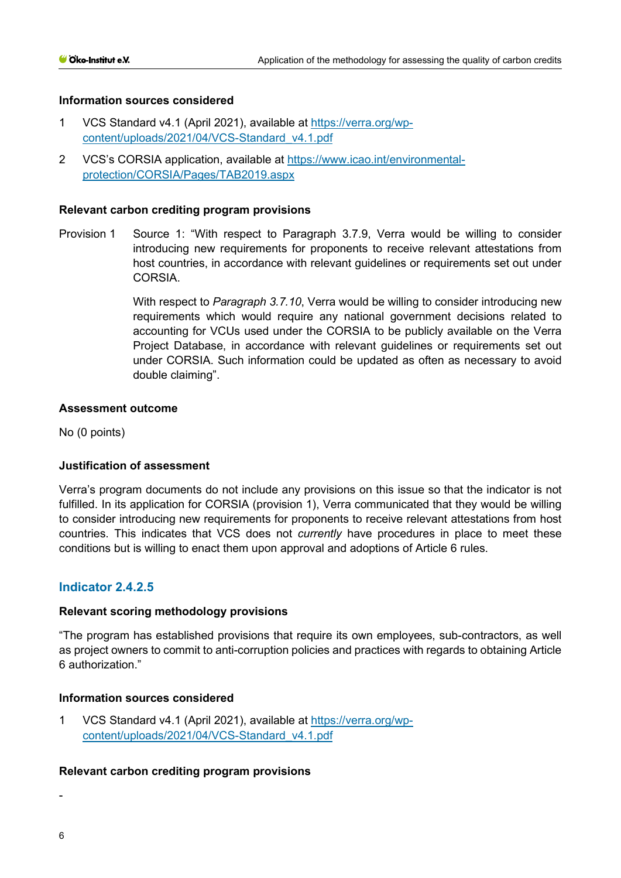**Information sources considered**

1 VCS Standard v4.1 (April 2021), available at [https://verra.org/wp-content/uploads/2021/04/VCS-Standard_v4.1.pdf](https://verra.org/wp-content/uploads/2021/04/VCS-Standard_v4.1.pdf)

2 VCS's CORSIA application, available at [https://www.icao.int/environmental-protection/CORSIA/Pages/TAB2019.aspx](https://www.icao.int/environmental-protection/CORSIA/Pages/TAB2019.aspx)

**Relevant carbon crediting program provisions**

Provision 1 Source 1: "With respect to Paragraph 3.7.9, Verra would be willing to consider introducing new requirements for proponents to receive relevant attestations from host countries, in accordance with relevant guidelines or requirements set out under CORSIA.

With respect to *Paragraph 3.7.10*, Verra would be willing to consider introducing new requirements which would require any national government decisions related to accounting for VCUs used under the CORSIA to be publicly available on the Verra Project Database, in accordance with relevant guidelines or requirements set out under CORSIA. Such information could be updated as often as necessary to avoid double claiming".

**Assessment outcome**

No (0 points)

**Justification of assessment**

Verra's program documents do not include any provisions on this issue so that the indicator is not fulfilled. In its application for CORSIA (provision 1), Verra communicated that they would be willing to consider introducing new requirements for proponents to receive relevant attestations from host countries. This indicates that VCS does not *currently* have procedures in place to meet these conditions but is willing to enact them upon approval and adoptions of Article 6 rules.

## Indicator 2.4.2.5

**Relevant scoring methodology provisions**

"The program has established provisions that require its own employees, sub-contractors, as well as project owners to commit to anti-corruption policies and practices with regards to obtaining Article 6 authorization."

**Information sources considered**

1 VCS Standard v4.1 (April 2021), available at [https://verra.org/wp-content/uploads/2021/04/VCS-Standard_v4.1.pdf](https://verra.org/wp-content/uploads/2021/04/VCS-Standard_v4.1.pdf)

**Relevant carbon crediting program provisions**

-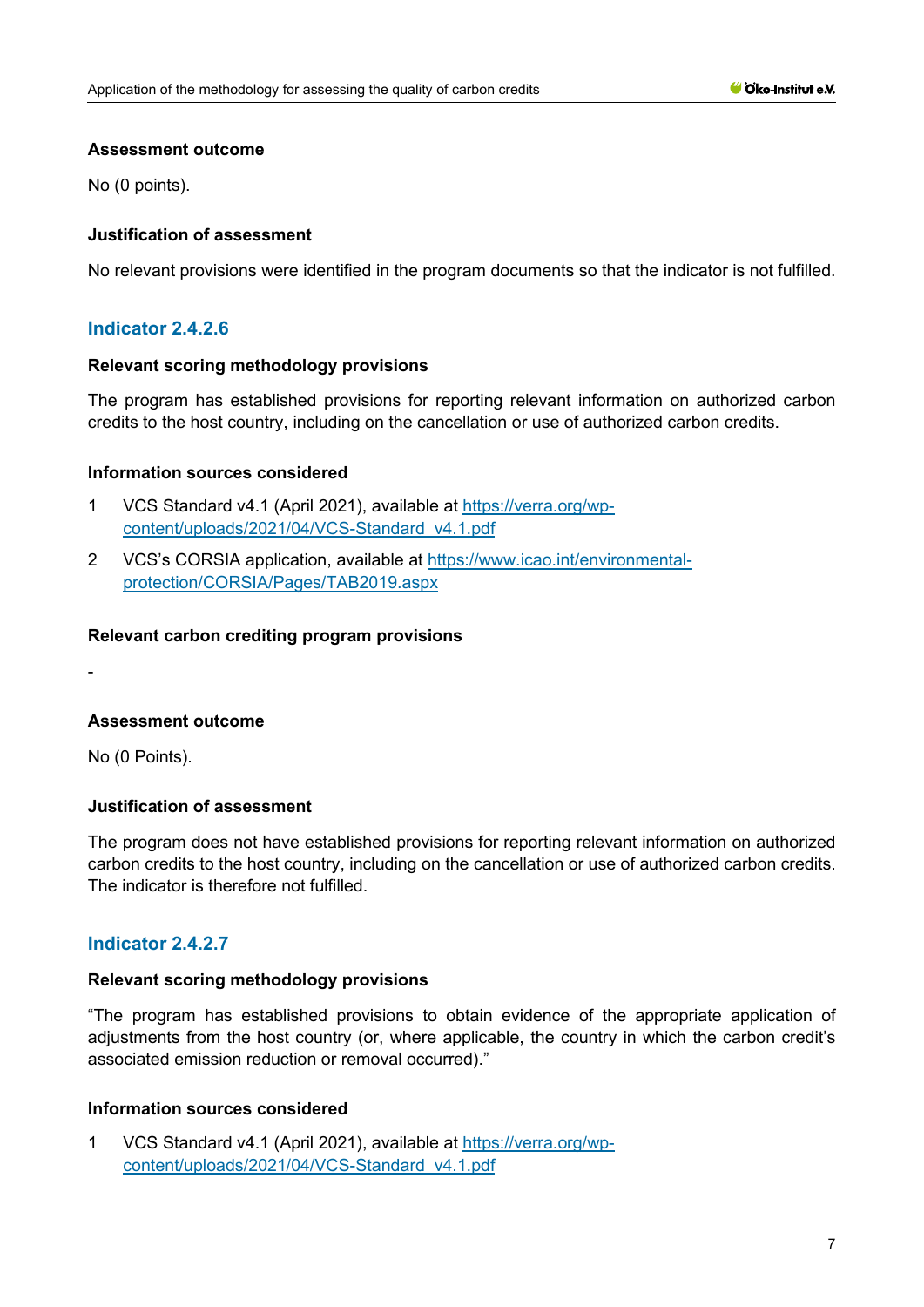#### Assessment outcome

No (0 points).

#### Justification of assessment

No relevant provisions were identified in the program documents so that the indicator is not fulfilled.

### Indicator 2.4.2.6

#### Relevant scoring methodology provisions

The program has established provisions for reporting relevant information on authorized carbon credits to the host country, including on the cancellation or use of authorized carbon credits.

#### Information sources considered

1. VCS Standard v4.1 (April 2021), available at https://verra.org/wp-content/uploads/2021/04/VCS-Standard_v4.1.pdf
2. VCS's CORSIA application, available at https://www.icao.int/environmental-protection/CORSIA/Pages/TAB2019.aspx

#### Relevant carbon crediting program provisions

-

#### Assessment outcome

No (0 Points).

#### Justification of assessment

The program does not have established provisions for reporting relevant information on authorized carbon credits to the host country, including on the cancellation or use of authorized carbon credits. The indicator is therefore not fulfilled.

### Indicator 2.4.2.7

#### Relevant scoring methodology provisions

"The program has established provisions to obtain evidence of the appropriate application of adjustments from the host country (or, where applicable, the country in which the carbon credit's associated emission reduction or removal occurred)."

#### Information sources considered

1. VCS Standard v4.1 (April 2021), available at https://verra.org/wp-content/uploads/2021/04/VCS-Standard_v4.1.pdf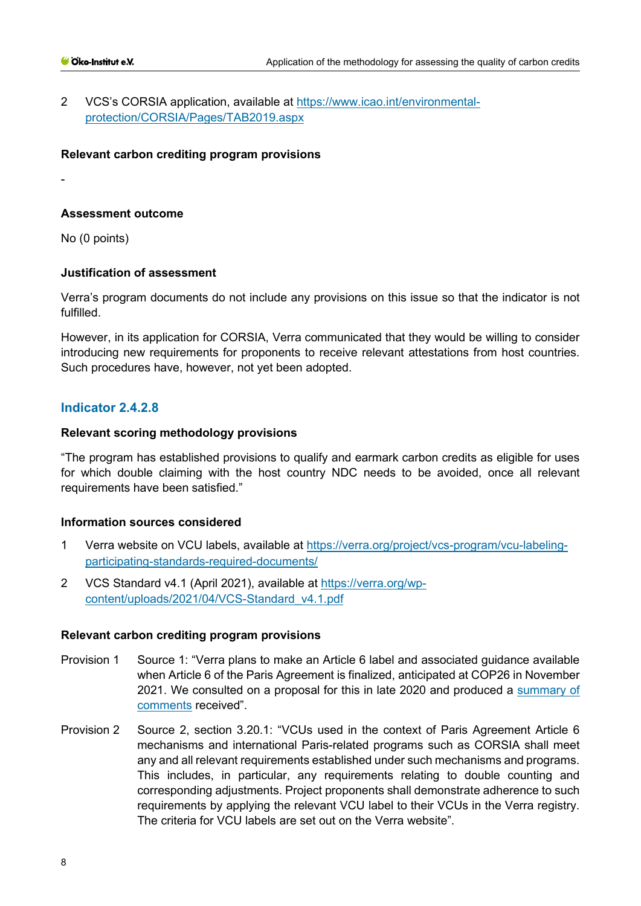2 VCS's CORSIA application, available at https://www.icao.int/environmental-protection/CORSIA/Pages/TAB2019.aspx

**Relevant carbon crediting program provisions**

-

**Assessment outcome**

No (0 points)

**Justification of assessment**

Verra's program documents do not include any provisions on this issue so that the indicator is not fulfilled.

However, in its application for CORSIA, Verra communicated that they would be willing to consider introducing new requirements for proponents to receive relevant attestations from host countries. Such procedures have, however, not yet been adopted.

### Indicator 2.4.2.8

**Relevant scoring methodology provisions**

"The program has established provisions to qualify and earmark carbon credits as eligible for uses for which double claiming with the host country NDC needs to be avoided, once all relevant requirements have been satisfied."

**Information sources considered**

1 Verra website on VCU labels, available at https://verra.org/project/vcs-program/vcu-labeling-participating-standards-required-documents/

2 VCS Standard v4.1 (April 2021), available at https://verra.org/wp-content/uploads/2021/04/VCS-Standard_v4.1.pdf

**Relevant carbon crediting program provisions**

Provision 1 Source 1: "Verra plans to make an Article 6 label and associated guidance available when Article 6 of the Paris Agreement is finalized, anticipated at COP26 in November 2021. We consulted on a proposal for this in late 2020 and produced a summary of comments received".

Provision 2 Source 2, section 3.20.1: "VCUs used in the context of Paris Agreement Article 6 mechanisms and international Paris-related programs such as CORSIA shall meet any and all relevant requirements established under such mechanisms and programs. This includes, in particular, any requirements relating to double counting and corresponding adjustments. Project proponents shall demonstrate adherence to such requirements by applying the relevant VCU label to their VCUs in the Verra registry. The criteria for VCU labels are set out on the Verra website".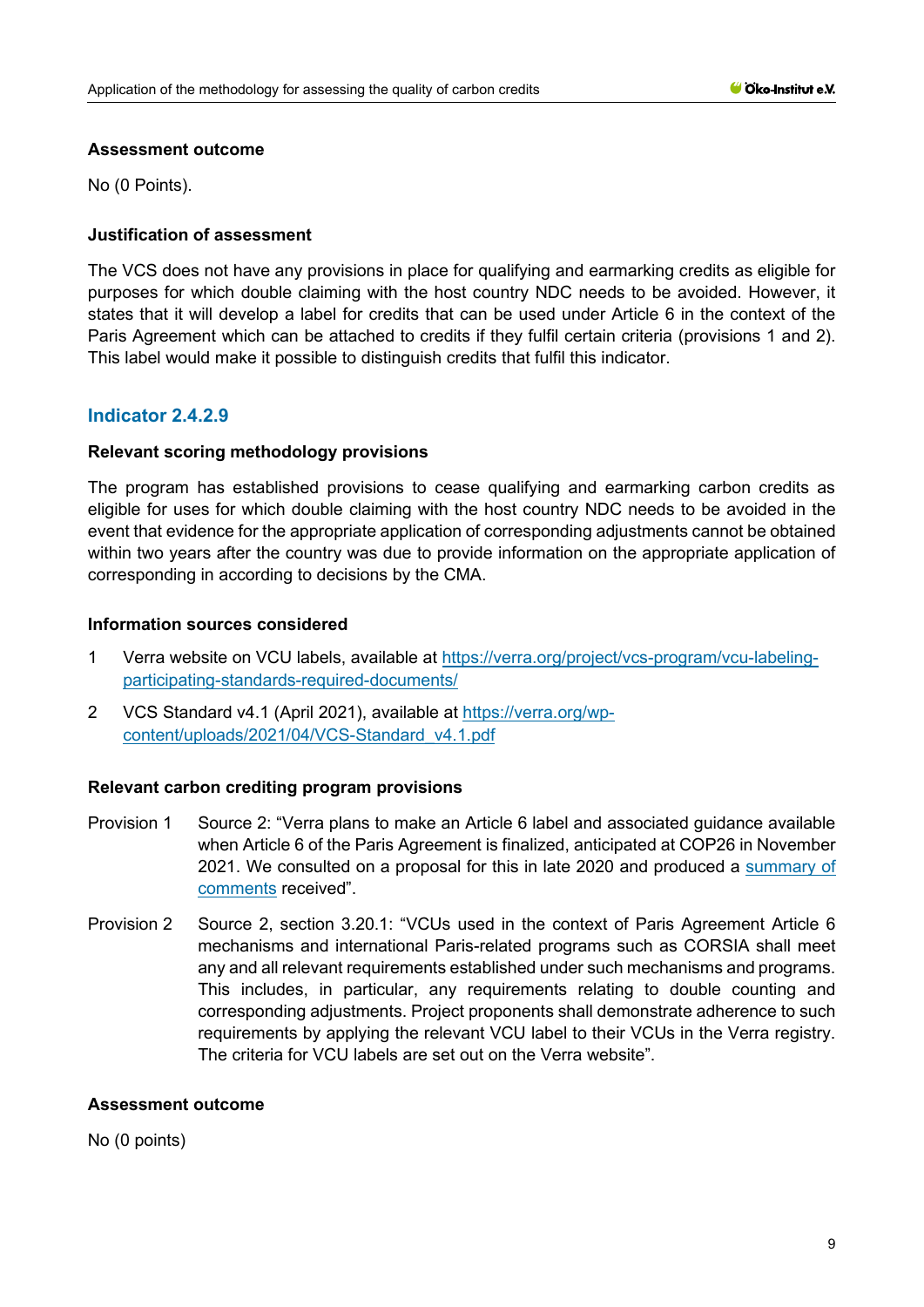#### Assessment outcome

No (0 Points).

#### Justification of assessment

The VCS does not have any provisions in place for qualifying and earmarking credits as eligible for purposes for which double claiming with the host country NDC needs to be avoided. However, it states that it will develop a label for credits that can be used under Article 6 in the context of the Paris Agreement which can be attached to credits if they fulfil certain criteria (provisions 1 and 2). This label would make it possible to distinguish credits that fulfil this indicator.

### Indicator 2.4.2.9

#### Relevant scoring methodology provisions

The program has established provisions to cease qualifying and earmarking carbon credits as eligible for uses for which double claiming with the host country NDC needs to be avoided in the event that evidence for the appropriate application of corresponding adjustments cannot be obtained within two years after the country was due to provide information on the appropriate application of corresponding in according to decisions by the CMA.

#### Information sources considered

1 Verra website on VCU labels, available at https://verra.org/project/vcs-program/vcu-labeling-participating-standards-required-documents/

2 VCS Standard v4.1 (April 2021), available at https://verra.org/wp-content/uploads/2021/04/VCS-Standard_v4.1.pdf

#### Relevant carbon crediting program provisions

Provision 1 Source 2: "Verra plans to make an Article 6 label and associated guidance available when Article 6 of the Paris Agreement is finalized, anticipated at COP26 in November 2021. We consulted on a proposal for this in late 2020 and produced a summary of comments received".

Provision 2 Source 2, section 3.20.1: "VCUs used in the context of Paris Agreement Article 6 mechanisms and international Paris-related programs such as CORSIA shall meet any and all relevant requirements established under such mechanisms and programs. This includes, in particular, any requirements relating to double counting and corresponding adjustments. Project proponents shall demonstrate adherence to such requirements by applying the relevant VCU label to their VCUs in the Verra registry. The criteria for VCU labels are set out on the Verra website".

#### Assessment outcome

No (0 points)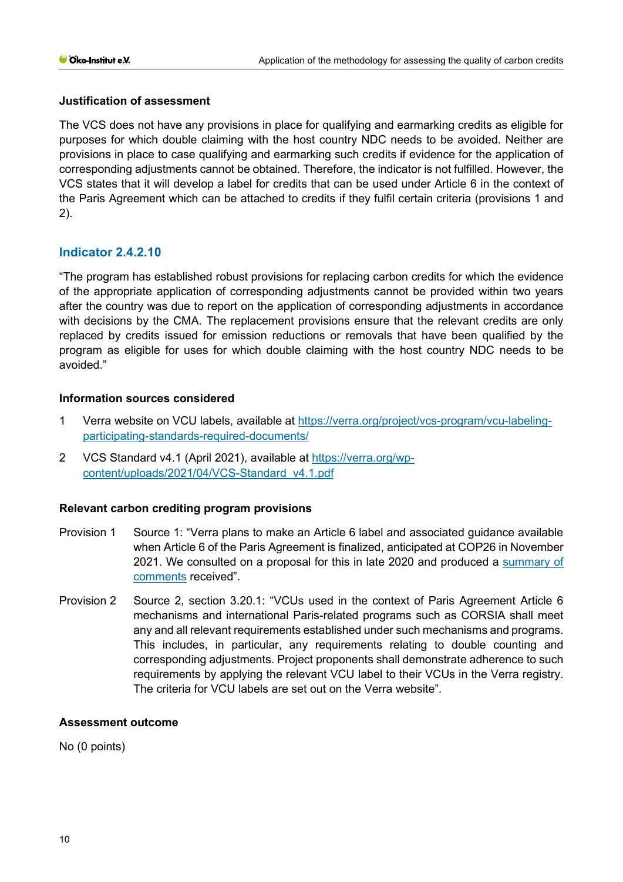**Justification of assessment**

The VCS does not have any provisions in place for qualifying and earmarking credits as eligible for purposes for which double claiming with the host country NDC needs to be avoided. Neither are provisions in place to case qualifying and earmarking such credits if evidence for the application of corresponding adjustments cannot be obtained. Therefore, the indicator is not fulfilled. However, the VCS states that it will develop a label for credits that can be used under Article 6 in the context of the Paris Agreement which can be attached to credits if they fulfil certain criteria (provisions 1 and 2).

## Indicator 2.4.2.10

"The program has established robust provisions for replacing carbon credits for which the evidence of the appropriate application of corresponding adjustments cannot be provided within two years after the country was due to report on the application of corresponding adjustments in accordance with decisions by the CMA. The replacement provisions ensure that the relevant credits are only replaced by credits issued for emission reductions or removals that have been qualified by the program as eligible for uses for which double claiming with the host country NDC needs to be avoided."

**Information sources considered**

1. Verra website on VCU labels, available at https://verra.org/project/vcs-program/vcu-labeling-participating-standards-required-documents/
2. VCS Standard v4.1 (April 2021), available at https://verra.org/wp-content/uploads/2021/04/VCS-Standard_v4.1.pdf

**Relevant carbon crediting program provisions**

Provision 1 Source 1: "Verra plans to make an Article 6 label and associated guidance available when Article 6 of the Paris Agreement is finalized, anticipated at COP26 in November 2021. We consulted on a proposal for this in late 2020 and produced a summary of comments received".

Provision 2 Source 2, section 3.20.1: "VCUs used in the context of Paris Agreement Article 6 mechanisms and international Paris-related programs such as CORSIA shall meet any and all relevant requirements established under such mechanisms and programs. This includes, in particular, any requirements relating to double counting and corresponding adjustments. Project proponents shall demonstrate adherence to such requirements by applying the relevant VCU label to their VCUs in the Verra registry. The criteria for VCU labels are set out on the Verra website".

**Assessment outcome**

No (0 points)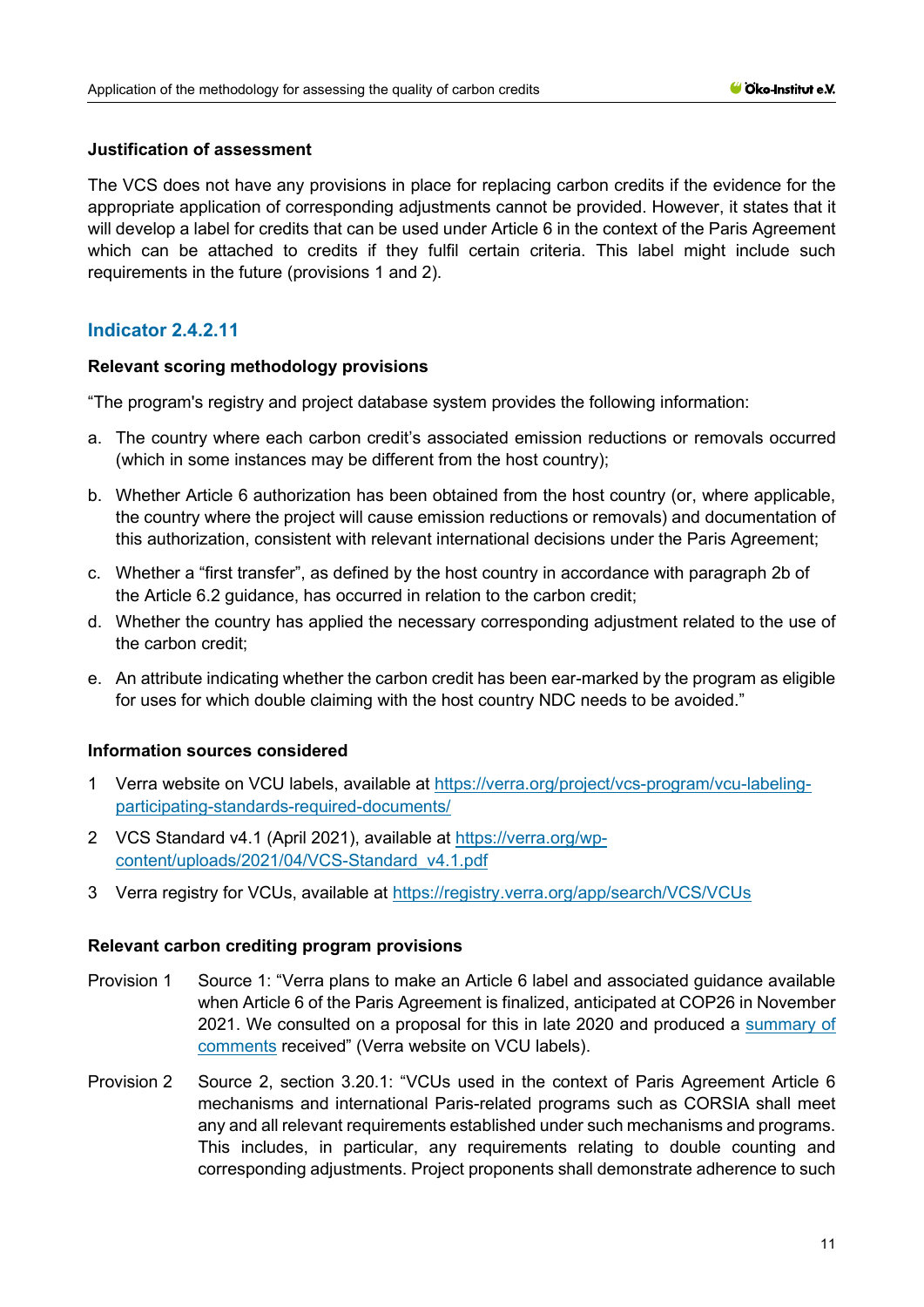**Justification of assessment**

The VCS does not have any provisions in place for replacing carbon credits if the evidence for the appropriate application of corresponding adjustments cannot be provided. However, it states that it will develop a label for credits that can be used under Article 6 in the context of the Paris Agreement which can be attached to credits if they fulfil certain criteria. This label might include such requirements in the future (provisions 1 and 2).

### Indicator 2.4.2.11

**Relevant scoring methodology provisions**

"The program's registry and project database system provides the following information:

a. The country where each carbon credit's associated emission reductions or removals occurred (which in some instances may be different from the host country);

b. Whether Article 6 authorization has been obtained from the host country (or, where applicable, the country where the project will cause emission reductions or removals) and documentation of this authorization, consistent with relevant international decisions under the Paris Agreement;

c. Whether a "first transfer", as defined by the host country in accordance with paragraph 2b of the Article 6.2 guidance, has occurred in relation to the carbon credit;

d. Whether the country has applied the necessary corresponding adjustment related to the use of the carbon credit;

e. An attribute indicating whether the carbon credit has been ear-marked by the program as eligible for uses for which double claiming with the host country NDC needs to be avoided."

**Information sources considered**

1. Verra website on VCU labels, available at https://verra.org/project/vcs-program/vcu-labeling-participating-standards-required-documents/
2. VCS Standard v4.1 (April 2021), available at https://verra.org/wp-content/uploads/2021/04/VCS-Standard_v4.1.pdf
3. Verra registry for VCUs, available at https://registry.verra.org/app/search/VCS/VCUs

**Relevant carbon crediting program provisions**

Provision 1 Source 1: "Verra plans to make an Article 6 label and associated guidance available when Article 6 of the Paris Agreement is finalized, anticipated at COP26 in November 2021. We consulted on a proposal for this in late 2020 and produced a summary of comments received" (Verra website on VCU labels).

Provision 2 Source 2, section 3.20.1: "VCUs used in the context of Paris Agreement Article 6 mechanisms and international Paris-related programs such as CORSIA shall meet any and all relevant requirements established under such mechanisms and programs. This includes, in particular, any requirements relating to double counting and corresponding adjustments. Project proponents shall demonstrate adherence to such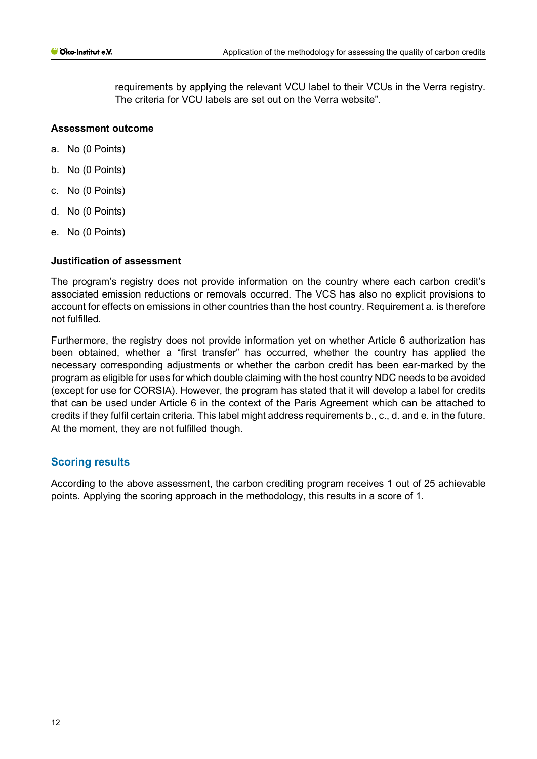requirements by applying the relevant VCU label to their VCUs in the Verra registry. The criteria for VCU labels are set out on the Verra website".

**Assessment outcome**

a. No (0 Points)

b. No (0 Points)

c. No (0 Points)

d. No (0 Points)

e. No (0 Points)

**Justification of assessment**

The program's registry does not provide information on the country where each carbon credit's associated emission reductions or removals occurred. The VCS has also no explicit provisions to account for effects on emissions in other countries than the host country. Requirement a. is therefore not fulfilled.

Furthermore, the registry does not provide information yet on whether Article 6 authorization has been obtained, whether a "first transfer" has occurred, whether the country has applied the necessary corresponding adjustments or whether the carbon credit has been ear-marked by the program as eligible for uses for which double claiming with the host country NDC needs to be avoided (except for use for CORSIA). However, the program has stated that it will develop a label for credits that can be used under Article 6 in the context of the Paris Agreement which can be attached to credits if they fulfil certain criteria. This label might address requirements b., c., d. and e. in the future. At the moment, they are not fulfilled though.

## Scoring results

According to the above assessment, the carbon crediting program receives 1 out of 25 achievable points. Applying the scoring approach in the methodology, this results in a score of 1.